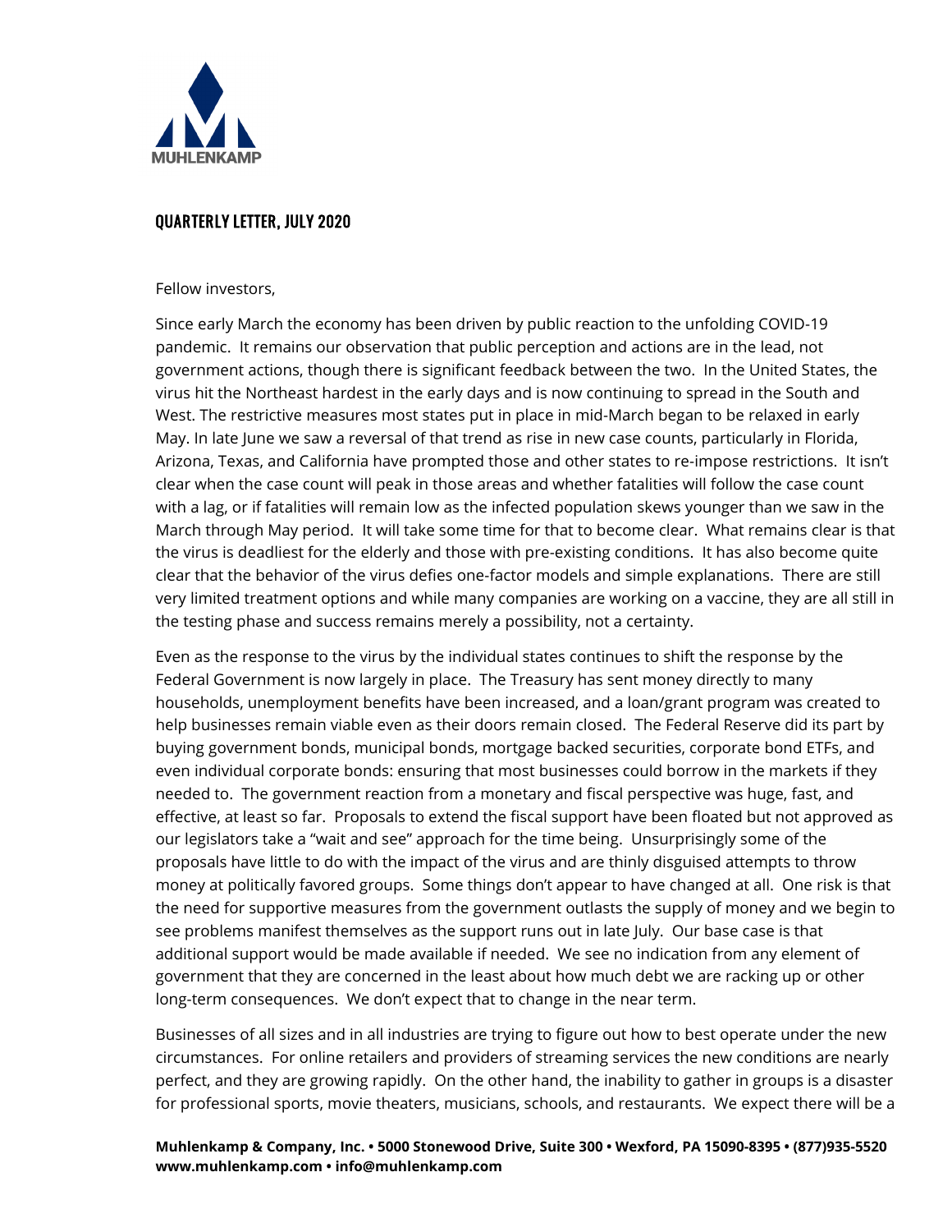MUHLENKAMP

## QUARTERLY LETTER, JULY 2020

Fellow investors,

Since early March the economy has been driven by public reaction to the unfolding COVID-19 pandemic. It remains our observation that public perception and actions are in the lead, not government actions, though there is significant feedback between the two. In the United States, the virus hit the Northeast hardest in the early days and is now continuing to spread in the South and West. The restrictive measures most states put in place in mid-March began to be relaxed in early May. In late June we saw a reversal of that trend as rise in new case counts, particularly in Florida, Arizona, Texas, and California have prompted those and other states to re-impose restrictions. It isn't clear when the case count will peak in those areas and whether fatalities will follow the case count with a lag, or if fatalities will remain low as the infected population skews younger than we saw in the March through May period. It will take some time for that to become clear. What remains clear is that the virus is deadliest for the elderly and those with pre-existing conditions. It has also become quite clear that the behavior of the virus defies one-factor models and simple explanations. There are still very limited treatment options and while many companies are working on a vaccine, they are all still in the testing phase and success remains merely a possibility, not a certainty.

Even as the response to the virus by the individual states continues to shift the response by the Federal Government is now largely in place. The Treasury has sent money directly to many households, unemployment benefits have been increased, and a loan/grant program was created to help businesses remain viable even as their doors remain closed. The Federal Reserve did its part by buying government bonds, municipal bonds, mortgage backed securities, corporate bond ETFs, and even individual corporate bonds: ensuring that most businesses could borrow in the markets if they needed to. The government reaction from a monetary and fiscal perspective was huge, fast, and effective, at least so far. Proposals to extend the fiscal support have been floated but not approved as our legislators take a "wait and see" approach for the time being. Unsurprisingly some of the proposals have little to do with the impact of the virus and are thinly disguised attempts to throw money at politically favored groups. Some things don't appear to have changed at all. One risk is that the need for supportive measures from the government outlasts the supply of money and we begin to see problems manifest themselves as the support runs out in late July. Our base case is that additional support would be made available if needed. We see no indication from any element of government that they are concerned in the least about how much debt we are racking up or other long-term consequences. We don't expect that to change in the near term.

Businesses of all sizes and in all industries are trying to figure out how to best operate under the new circumstances. For online retailers and providers of streaming services the new conditions are nearly perfect, and they are growing rapidly. On the other hand, the inability to gather in groups is a disaster for professional sports, movie theaters, musicians, schools, and restaurants. We expect there will be a

**Muhlenkamp & Company, Inc. • 5000 Stonewood Drive, Suite 300 • Wexford, PA 15090-8395 • (877)935-5520**
**www.muhlenkamp.com • info@muhlenkamp.com**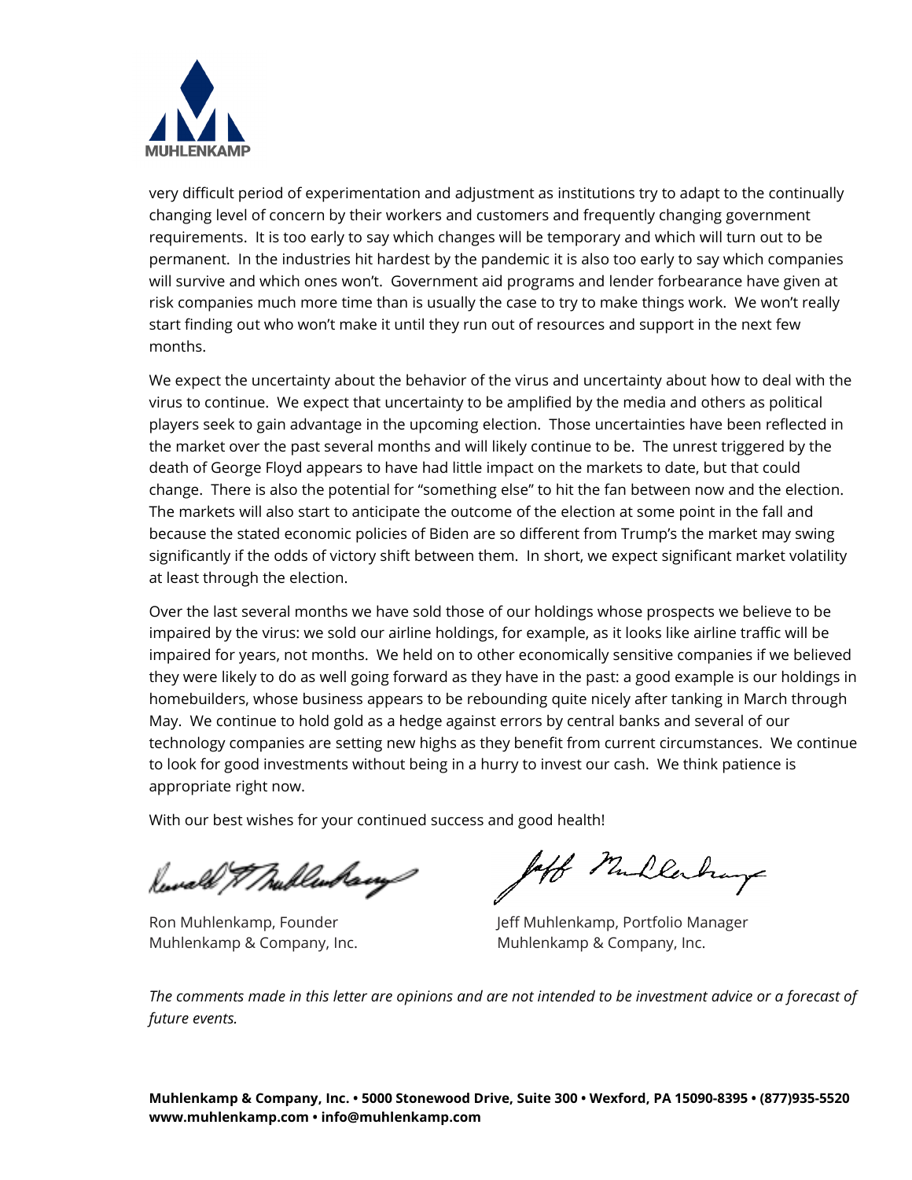very difficult period of experimentation and adjustment as institutions try to adapt to the continually changing level of concern by their workers and customers and frequently changing government requirements.  It is too early to say which changes will be temporary and which will turn out to be permanent.  In the industries hit hardest by the pandemic it is also too early to say which companies will survive and which ones won't.  Government aid programs and lender forbearance have given at risk companies much more time than is usually the case to try to make things work.  We won't really start finding out who won't make it until they run out of resources and support in the next few months.

We expect the uncertainty about the behavior of the virus and uncertainty about how to deal with the virus to continue.  We expect that uncertainty to be amplified by the media and others as political players seek to gain advantage in the upcoming election.  Those uncertainties have been reflected in the market over the past several months and will likely continue to be.  The unrest triggered by the death of George Floyd appears to have had little impact on the markets to date, but that could change.  There is also the potential for "something else" to hit the fan between now and the election.  The markets will also start to anticipate the outcome of the election at some point in the fall and because the stated economic policies of Biden are so different from Trump's the market may swing significantly if the odds of victory shift between them.  In short, we expect significant market volatility at least through the election.

Over the last several months we have sold those of our holdings whose prospects we believe to be impaired by the virus: we sold our airline holdings, for example, as it looks like airline traffic will be impaired for years, not months.  We held on to other economically sensitive companies if we believed they were likely to do as well going forward as they have in the past: a good example is our holdings in homebuilders, whose business appears to be rebounding quite nicely after tanking in March through May.  We continue to hold gold as a hedge against errors by central banks and several of our technology companies are setting new highs as they benefit from current circumstances.  We continue to look for good investments without being in a hurry to invest our cash.  We think patience is appropriate right now.

With our best wishes for your continued success and good health!

Ron Muhlenkamp, Founder
Muhlenkamp & Company, Inc.

Jeff Muhlenkamp, Portfolio Manager
Muhlenkamp & Company, Inc.

*The comments made in this letter are opinions and are not intended to be investment advice or a forecast of future events.*

**Muhlenkamp & Company, Inc. • 5000 Stonewood Drive, Suite 300 • Wexford, PA 15090-8395 • (877)935-5520**
**www.muhlenkamp.com • info@muhlenkamp.com**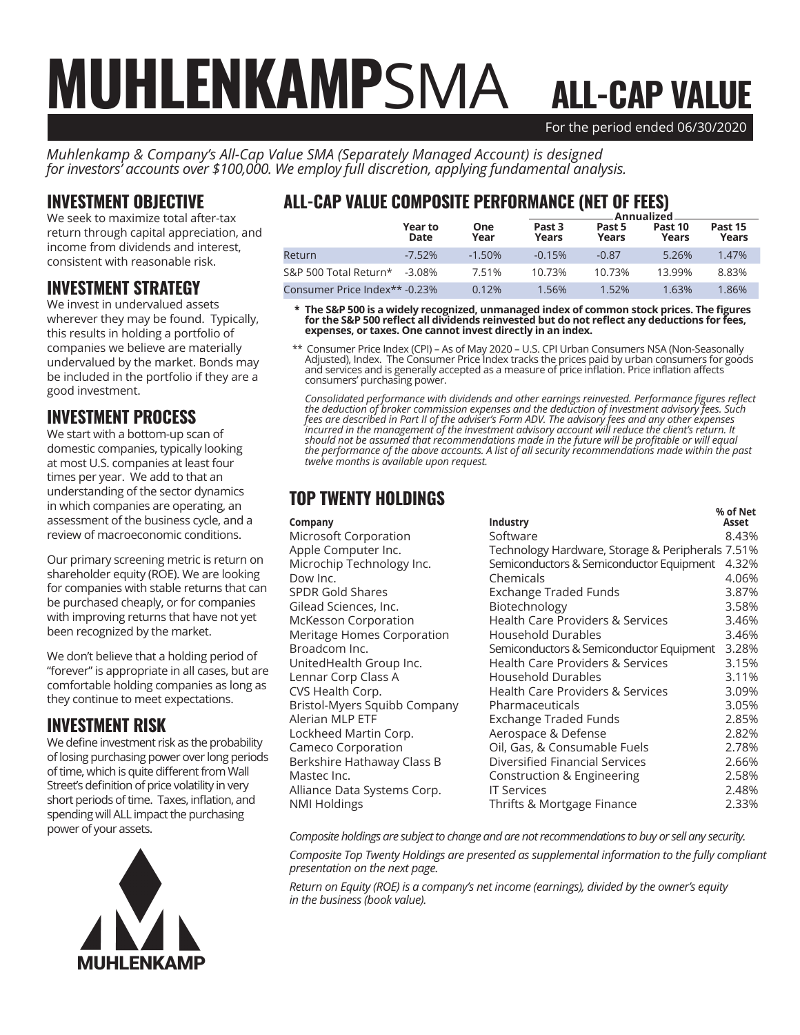# MUHLENKAMPSMA ALL-CAP VALUE

For the period ended 06/30/2020

*Muhlenkamp & Company's All-Cap Value SMA (Separately Managed Account) is designed for investors' accounts over $100,000. We employ full discretion, applying fundamental analysis.*

## INVESTMENT OBJECTIVE

We seek to maximize total after-tax return through capital appreciation, and income from dividends and interest, consistent with reasonable risk.

## INVESTMENT STRATEGY

We invest in undervalued assets wherever they may be found. Typically, this results in holding a portfolio of companies we believe are materially undervalued by the market. Bonds may be included in the portfolio if they are a good investment.

## INVESTMENT PROCESS

We start with a bottom-up scan of domestic companies, typically looking at most U.S. companies at least four times per year. We add to that an understanding of the sector dynamics in which companies are operating, an assessment of the business cycle, and a review of macroeconomic conditions.

Our primary screening metric is return on shareholder equity (ROE). We are looking for companies with stable returns that can be purchased cheaply, or for companies with improving returns that have not yet been recognized by the market.

We don't believe that a holding period of "forever" is appropriate in all cases, but are comfortable holding companies as long as they continue to meet expectations.

## INVESTMENT RISK

We define investment risk as the probability of losing purchasing power over long periods of time, which is quite different from Wall Street's definition of price volatility in very short periods of time. Taxes, inflation, and spending will ALL impact the purchasing power of your assets.

## ALL-CAP VALUE COMPOSITE PERFORMANCE (NET OF FEES)

| | Year to Date | One Year | Annualized Past 3 Years | Past 5 Years | Past 10 Years | Past 15 Years |
|---|---|---|---|---|---|---|
| Return | -7.52% | -1.50% | -0.15% | -0.87 | 5.26% | 1.47% |
| S&P 500 Total Return* | -3.08% | 7.51% | 10.73% | 10.73% | 13.99% | 8.83% |
| Consumer Price Index** | -0.23% | 0.12% | 1.56% | 1.52% | 1.63% | 1.86% |

**\* The S&P 500 is a widely recognized, unmanaged index of common stock prices. The figures for the S&P 500 reflect all dividends reinvested but do not reflect any deductions for fees, expenses, or taxes. One cannot invest directly in an index.**

** Consumer Price Index (CPI) – As of May 2020 – U.S. CPI Urban Consumers NSA (Non-Seasonally Adjusted), Index. The Consumer Price Index tracks the prices paid by urban consumers for goods and services and is generally accepted as a measure of price inflation. Price inflation affects consumers' purchasing power.

*Consolidated performance with dividends and other earnings reinvested. Performance figures reflect the deduction of broker commission expenses and the deduction of investment advisory fees. Such fees are described in Part II of the adviser's Form ADV. The advisory fees and any other expenses incurred in the management of the investment advisory account will reduce the client's return. It should not be assumed that recommendations made in the future will be profitable or will equal the performance of the above accounts. A list of all security recommendations made within the past twelve months is available upon request.*

## TOP TWENTY HOLDINGS

| Company | Industry | % of Net Asset |
|---|---|---|
| Microsoft Corporation | Software | 8.43% |
| Apple Computer Inc. | Technology Hardware, Storage & Peripherals | 7.51% |
| Microchip Technology Inc. | Semiconductors & Semiconductor Equipment | 4.32% |
| Dow Inc. | Chemicals | 4.06% |
| SPDR Gold Shares | Exchange Traded Funds | 3.87% |
| Gilead Sciences, Inc. | Biotechnology | 3.58% |
| McKesson Corporation | Health Care Providers & Services | 3.46% |
| Meritage Homes Corporation | Household Durables | 3.46% |
| Broadcom Inc. | Semiconductors & Semiconductor Equipment | 3.28% |
| UnitedHealth Group Inc. | Health Care Providers & Services | 3.15% |
| Lennar Corp Class A | Household Durables | 3.11% |
| CVS Health Corp. | Health Care Providers & Services | 3.09% |
| Bristol-Myers Squibb Company | Pharmaceuticals | 3.05% |
| Alerian MLP ETF | Exchange Traded Funds | 2.85% |
| Lockheed Martin Corp. | Aerospace & Defense | 2.82% |
| Cameco Corporation | Oil, Gas, & Consumable Fuels | 2.78% |
| Berkshire Hathaway Class B | Diversified Financial Services | 2.66% |
| Mastec Inc. | Construction & Engineering | 2.58% |
| Alliance Data Systems Corp. | IT Services | 2.48% |
| NMI Holdings | Thrifts & Mortgage Finance | 2.33% |

*Composite holdings are subject to change and are not recommendations to buy or sell any security.*

*Composite Top Twenty Holdings are presented as supplemental information to the fully compliant presentation on the next page.*

*Return on Equity (ROE) is a company's net income (earnings), divided by the owner's equity in the business (book value).*

MUHLENKAMP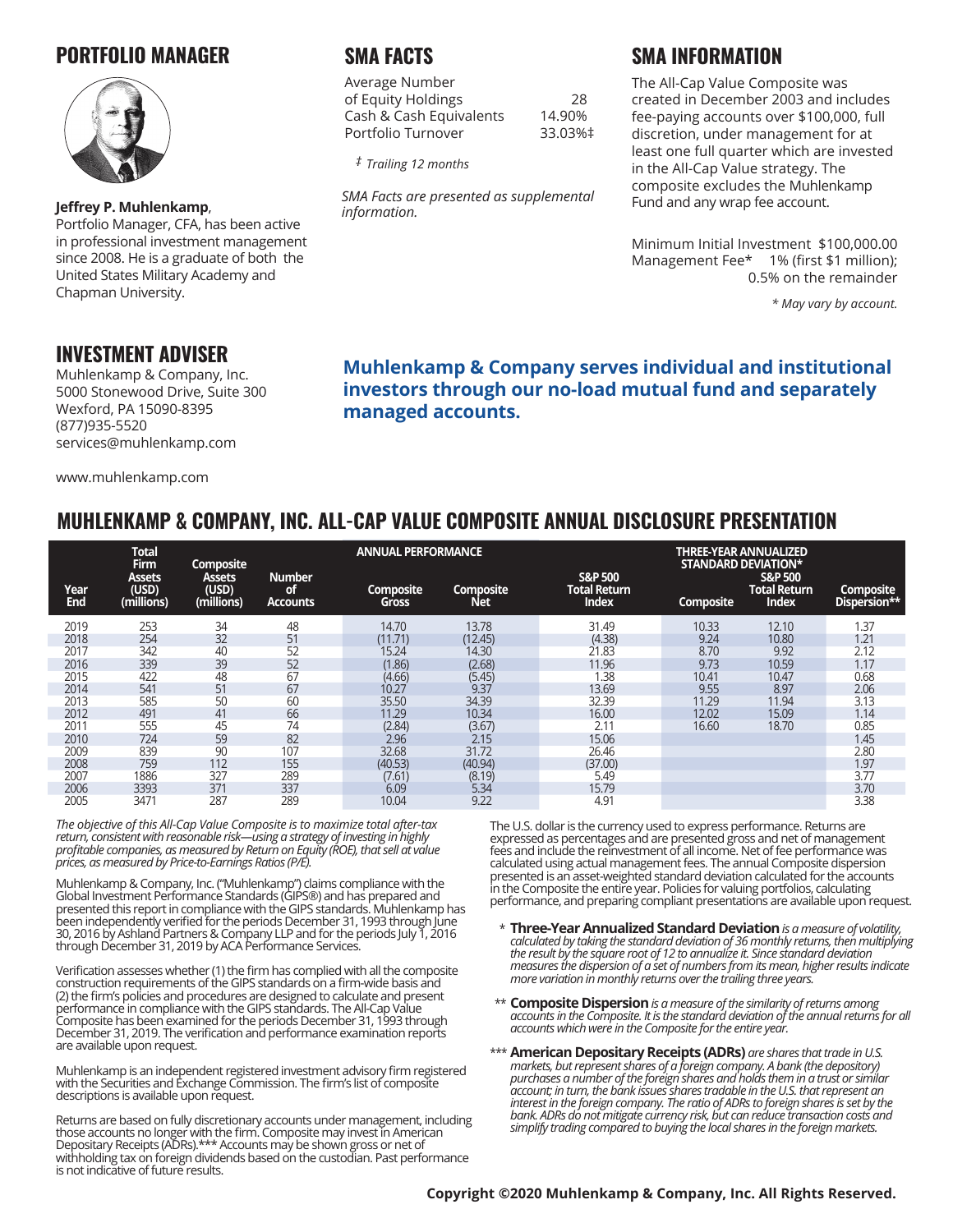## PORTFOLIO MANAGER

**Jeffrey P. Muhlenkamp**, Portfolio Manager, CFA, has been active in professional investment management since 2008. He is a graduate of both the United States Military Academy and Chapman University.

## SMA FACTS

| | |
|---|---|
| Average Number of Equity Holdings | 28 |
| Cash & Cash Equivalents | 14.90% |
| Portfolio Turnover | 33.03%‡ |

*‡ Trailing 12 months*

*SMA Facts are presented as supplemental information.*

## SMA INFORMATION

The All-Cap Value Composite was created in December 2003 and includes fee-paying accounts over $100,000, full discretion, under management for at least one full quarter which are invested in the All-Cap Value strategy. The composite excludes the Muhlenkamp Fund and any wrap fee account.

Minimum Initial Investment $100,000.00
Management Fee* 1% (first $1 million); 0.5% on the remainder

*\* May vary by account.*

## INVESTMENT ADVISER

Muhlenkamp & Company, Inc.
5000 Stonewood Drive, Suite 300
Wexford, PA 15090-8395
(877)935-5520
services@muhlenkamp.com

www.muhlenkamp.com

**Muhlenkamp & Company serves individual and institutional investors through our no-load mutual fund and separately managed accounts.**

## MUHLENKAMP & COMPANY, INC. ALL-CAP VALUE COMPOSITE ANNUAL DISCLOSURE PRESENTATION

| Year End | Total Firm Assets (USD) (millions) | Composite Assets (USD) (millions) | Number of Accounts | ANNUAL PERFORMANCE Composite Gross | Composite Net | S&P 500 Total Return Index | THREE-YEAR ANNUALIZED STANDARD DEVIATION* Composite | S&P 500 Total Return Index | Composite Dispersion** |
|---|---|---|---|---|---|---|---|---|---|
| 2019 | 253 | 34 | 48 | 14.70 | 13.78 | 31.49 | 10.33 | 12.10 | 1.37 |
| 2018 | 254 | 32 | 51 | (11.71) | (12.45) | (4.38) | 9.24 | 10.80 | 1.21 |
| 2017 | 342 | 40 | 52 | 15.24 | 14.30 | 21.83 | 8.70 | 9.92 | 2.12 |
| 2016 | 339 | 39 | 52 | (1.86) | (2.68) | 11.96 | 9.73 | 10.59 | 1.17 |
| 2015 | 422 | 48 | 67 | (4.66) | (5.45) | 1.38 | 10.41 | 10.47 | 0.68 |
| 2014 | 541 | 51 | 67 | 10.27 | 9.37 | 13.69 | 9.55 | 8.97 | 2.06 |
| 2013 | 585 | 50 | 60 | 35.50 | 34.39 | 32.39 | 11.29 | 11.94 | 3.13 |
| 2012 | 491 | 41 | 66 | 11.29 | 10.34 | 16.00 | 12.02 | 15.09 | 1.14 |
| 2011 | 555 | 45 | 74 | (2.84) | (3.67) | 2.11 | 16.60 | 18.70 | 0.85 |
| 2010 | 724 | 59 | 82 | 2.96 | 2.15 | 15.06 | | | 1.45 |
| 2009 | 839 | 90 | 107 | 32.68 | 31.72 | 26.46 | | | 2.80 |
| 2008 | 759 | 112 | 155 | (40.53) | (40.94) | (37.00) | | | 1.97 |
| 2007 | 1886 | 327 | 289 | (7.61) | (8.19) | 5.49 | | | 3.77 |
| 2006 | 3393 | 371 | 337 | 6.09 | 5.34 | 15.79 | | | 3.70 |
| 2005 | 3471 | 287 | 289 | 10.04 | 9.22 | 4.91 | | | 3.38 |

*The objective of this All-Cap Value Composite is to maximize total after-tax return, consistent with reasonable risk—using a strategy of investing in highly profitable companies, as measured by Return on Equity (ROE), that sell at value prices, as measured by Price-to-Earnings Ratios (P/E).*

Muhlenkamp & Company, Inc. ("Muhlenkamp") claims compliance with the Global Investment Performance Standards (GIPS®) and has prepared and presented this report in compliance with the GIPS standards. Muhlenkamp has been independently verified for the periods December 31, 1993 through June 30, 2016 by Ashland Partners & Company LLP and for the periods July 1, 2016 through December 31, 2019 by ACA Performance Services.

Verification assesses whether (1) the firm has complied with all the composite construction requirements of the GIPS standards on a firm-wide basis and (2) the firm's policies and procedures are designed to calculate and present performance in compliance with the GIPS standards. The All-Cap Value Composite has been examined for the periods December 31, 1993 through December 31, 2019. The verification and performance examination reports are available upon request.

Muhlenkamp is an independent registered investment advisory firm registered with the Securities and Exchange Commission. The firm's list of composite descriptions is available upon request.

Returns are based on fully discretionary accounts under management, including those accounts no longer with the firm. Composite may invest in American Depositary Receipts (ADRs).*** Accounts may be shown gross or net of withholding tax on foreign dividends based on the custodian. Past performance is not indicative of future results.

The U.S. dollar is the currency used to express performance. Returns are expressed as percentages and are presented gross and net of management fees and include the reinvestment of all income. Net of fee performance was calculated using actual management fees. The annual Composite dispersion presented is an asset-weighted standard deviation calculated for the accounts in the Composite the entire year. Policies for valuing portfolios, calculating performance, and preparing compliant presentations are available upon request.

\* **Three-Year Annualized Standard Deviation** *is a measure of volatility, calculated by taking the standard deviation of 36 monthly returns, then multiplying the result by the square root of 12 to annualize it. Since standard deviation measures the dispersion of a set of numbers from its mean, higher results indicate more variation in monthly returns over the trailing three years.*

\*\* **Composite Dispersion** *is a measure of the similarity of returns among accounts in the Composite. It is the standard deviation of the annual returns for all accounts which were in the Composite for the entire year.*

\*\*\* **American Depositary Receipts (ADRs)** *are shares that trade in U.S. markets, but represent shares of a foreign company. A bank (the depository) purchases a number of the foreign shares and holds them in a trust or similar account; in turn, the bank issues shares tradable in the U.S. that represent an interest in the foreign company. The ratio of ADRs to foreign shares is set by the bank. ADRs do not mitigate currency risk, but can reduce transaction costs and simplify trading compared to buying the local shares in the foreign markets.*

**Copyright ©2020 Muhlenkamp & Company, Inc. All Rights Reserved.**